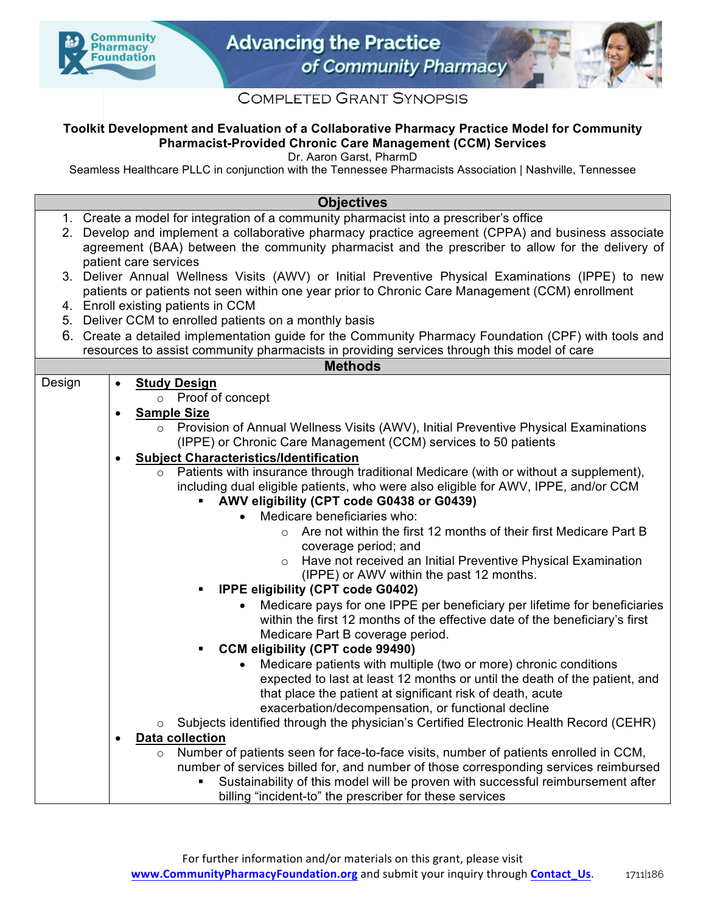# COMPLETED GRANT SYNOPSIS

**Toolkit Development and Evaluation of a Collaborative Pharmacy Practice Model for Community Pharmacist-Provided Chronic Care Management (CCM) Services**

Dr. Aaron Garst, PharmD

Seamless Healthcare PLLC in conjunction with the Tennessee Pharmacists Association | Nashville, Tennessee

## Objectives

1. Create a model for integration of a community pharmacist into a prescriber's office
2. Develop and implement a collaborative pharmacy practice agreement (CPPA) and business associate agreement (BAA) between the community pharmacist and the prescriber to allow for the delivery of patient care services
3. Deliver Annual Wellness Visits (AWV) or Initial Preventive Physical Examinations (IPPE) to new patients or patients not seen within one year prior to Chronic Care Management (CCM) enrollment
4. Enroll existing patients in CCM
5. Deliver CCM to enrolled patients on a monthly basis
6. Create a detailed implementation guide for the Community Pharmacy Foundation (CPF) with tools and resources to assist community pharmacists in providing services through this model of care

## Methods

### Design

- **Study Design**
  - Proof of concept
- **Sample Size**
  - Provision of Annual Wellness Visits (AWV), Initial Preventive Physical Examinations (IPPE) or Chronic Care Management (CCM) services to 50 patients
- **Subject Characteristics/Identification**
  - Patients with insurance through traditional Medicare (with or without a supplement), including dual eligible patients, who were also eligible for AWV, IPPE, and/or CCM
    - **AWV eligibility (CPT code G0438 or G0439)**
      - Medicare beneficiaries who:
        - Are not within the first 12 months of their first Medicare Part B coverage period; and
        - Have not received an Initial Preventive Physical Examination (IPPE) or AWV within the past 12 months.
    - **IPPE eligibility (CPT code G0402)**
      - Medicare pays for one IPPE per beneficiary per lifetime for beneficiaries within the first 12 months of the effective date of the beneficiary's first Medicare Part B coverage period.
    - **CCM eligibility (CPT code 99490)**
      - Medicare patients with multiple (two or more) chronic conditions expected to last at least 12 months or until the death of the patient, and that place the patient at significant risk of death, acute exacerbation/decompensation, or functional decline
  - Subjects identified through the physician's Certified Electronic Health Record (CEHR)
- **Data collection**
  - Number of patients seen for face-to-face visits, number of patients enrolled in CCM, number of services billed for, and number of those corresponding services reimbursed
    - Sustainability of this model will be proven with successful reimbursement after billing "incident-to" the prescriber for these services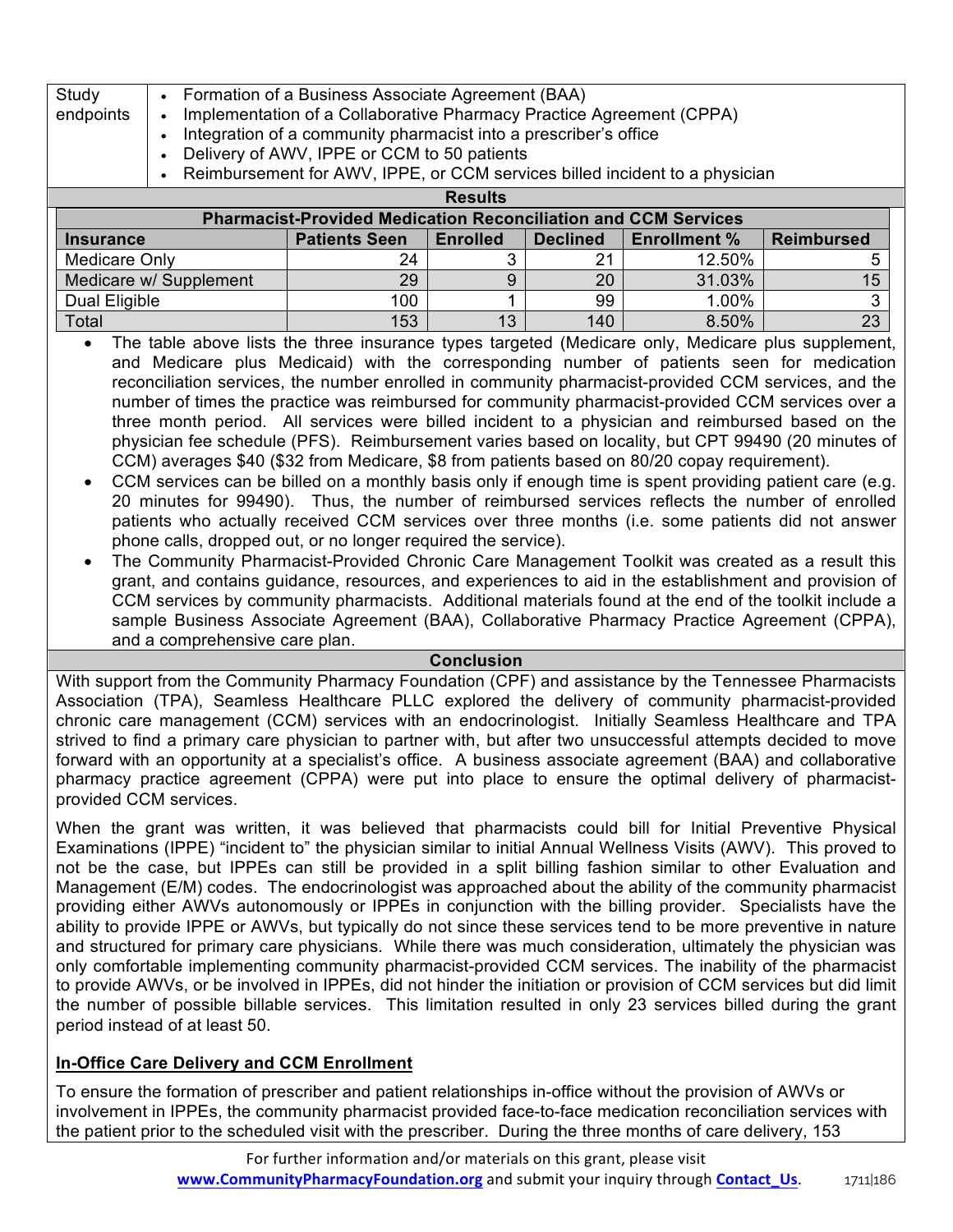| Study endpoints | • Formation of a Business Associate Agreement (BAA)<br>• Implementation of a Collaborative Pharmacy Practice Agreement (CPPA)<br>• Integration of a community pharmacist into a prescriber's office<br>• Delivery of AWV, IPPE or CCM to 50 patients<br>• Reimbursement for AWV, IPPE, or CCM services billed incident to a physician |
|---|---|

## Results

**Pharmacist-Provided Medication Reconciliation and CCM Services**

| Insurance | Patients Seen | Enrolled | Declined | Enrollment % | Reimbursed |
|---|---|---|---|---|---|
| Medicare Only | 24 | 3 | 21 | 12.50% | 5 |
| Medicare w/ Supplement | 29 | 9 | 20 | 31.03% | 15 |
| Dual Eligible | 100 | 1 | 99 | 1.00% | 3 |
| Total | 153 | 13 | 140 | 8.50% | 23 |

- The table above lists the three insurance types targeted (Medicare only, Medicare plus supplement, and Medicare plus Medicaid) with the corresponding number of patients seen for medication reconciliation services, the number enrolled in community pharmacist-provided CCM services, and the number of times the practice was reimbursed for community pharmacist-provided CCM services over a three month period. All services were billed incident to a physician and reimbursed based on the physician fee schedule (PFS). Reimbursement varies based on locality, but CPT 99490 (20 minutes of CCM) averages $40 ($32 from Medicare, $8 from patients based on 80/20 copay requirement).
- CCM services can be billed on a monthly basis only if enough time is spent providing patient care (e.g. 20 minutes for 99490). Thus, the number of reimbursed services reflects the number of enrolled patients who actually received CCM services over three months (i.e. some patients did not answer phone calls, dropped out, or no longer required the service).
- The Community Pharmacist-Provided Chronic Care Management Toolkit was created as a result this grant, and contains guidance, resources, and experiences to aid in the establishment and provision of CCM services by community pharmacists. Additional materials found at the end of the toolkit include a sample Business Associate Agreement (BAA), Collaborative Pharmacy Practice Agreement (CPPA), and a comprehensive care plan.

## Conclusion

With support from the Community Pharmacy Foundation (CPF) and assistance by the Tennessee Pharmacists Association (TPA), Seamless Healthcare PLLC explored the delivery of community pharmacist-provided chronic care management (CCM) services with an endocrinologist. Initially Seamless Healthcare and TPA strived to find a primary care physician to partner with, but after two unsuccessful attempts decided to move forward with an opportunity at a specialist's office. A business associate agreement (BAA) and collaborative pharmacy practice agreement (CPPA) were put into place to ensure the optimal delivery of pharmacist-provided CCM services.

When the grant was written, it was believed that pharmacists could bill for Initial Preventive Physical Examinations (IPPE) "incident to" the physician similar to initial Annual Wellness Visits (AWV). This proved to not be the case, but IPPEs can still be provided in a split billing fashion similar to other Evaluation and Management (E/M) codes. The endocrinologist was approached about the ability of the community pharmacist providing either AWVs autonomously or IPPEs in conjunction with the billing provider. Specialists have the ability to provide IPPE or AWVs, but typically do not since these services tend to be more preventive in nature and structured for primary care physicians. While there was much consideration, ultimately the physician was only comfortable implementing community pharmacist-provided CCM services. The inability of the pharmacist to provide AWVs, or be involved in IPPEs, did not hinder the initiation or provision of CCM services but did limit the number of possible billable services. This limitation resulted in only 23 services billed during the grant period instead of at least 50.

**In-Office Care Delivery and CCM Enrollment**

To ensure the formation of prescriber and patient relationships in-office without the provision of AWVs or involvement in IPPEs, the community pharmacist provided face-to-face medication reconciliation services with the patient prior to the scheduled visit with the prescriber. During the three months of care delivery, 153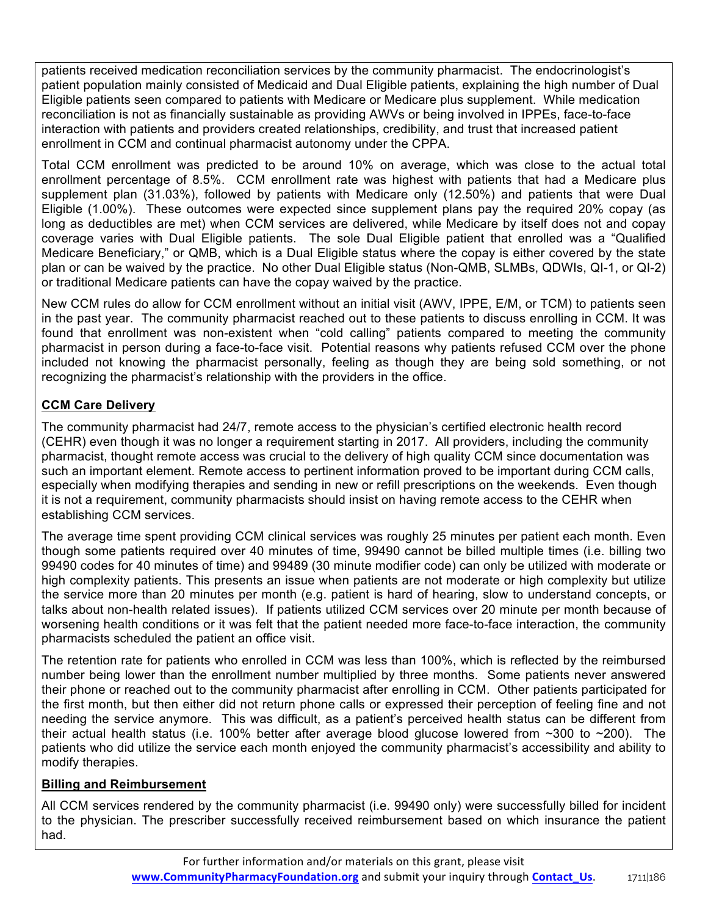patients received medication reconciliation services by the community pharmacist. The endocrinologist's patient population mainly consisted of Medicaid and Dual Eligible patients, explaining the high number of Dual Eligible patients seen compared to patients with Medicare or Medicare plus supplement. While medication reconciliation is not as financially sustainable as providing AWVs or being involved in IPPEs, face-to-face interaction with patients and providers created relationships, credibility, and trust that increased patient enrollment in CCM and continual pharmacist autonomy under the CPPA.

Total CCM enrollment was predicted to be around 10% on average, which was close to the actual total enrollment percentage of 8.5%. CCM enrollment rate was highest with patients that had a Medicare plus supplement plan (31.03%), followed by patients with Medicare only (12.50%) and patients that were Dual Eligible (1.00%). These outcomes were expected since supplement plans pay the required 20% copay (as long as deductibles are met) when CCM services are delivered, while Medicare by itself does not and copay coverage varies with Dual Eligible patients. The sole Dual Eligible patient that enrolled was a "Qualified Medicare Beneficiary," or QMB, which is a Dual Eligible status where the copay is either covered by the state plan or can be waived by the practice. No other Dual Eligible status (Non-QMB, SLMBs, QDWIs, QI-1, or QI-2) or traditional Medicare patients can have the copay waived by the practice.

New CCM rules do allow for CCM enrollment without an initial visit (AWV, IPPE, E/M, or TCM) to patients seen in the past year. The community pharmacist reached out to these patients to discuss enrolling in CCM. It was found that enrollment was non-existent when "cold calling" patients compared to meeting the community pharmacist in person during a face-to-face visit. Potential reasons why patients refused CCM over the phone included not knowing the pharmacist personally, feeling as though they are being sold something, or not recognizing the pharmacist's relationship with the providers in the office.

**CCM Care Delivery**

The community pharmacist had 24/7, remote access to the physician's certified electronic health record (CEHR) even though it was no longer a requirement starting in 2017. All providers, including the community pharmacist, thought remote access was crucial to the delivery of high quality CCM since documentation was such an important element. Remote access to pertinent information proved to be important during CCM calls, especially when modifying therapies and sending in new or refill prescriptions on the weekends. Even though it is not a requirement, community pharmacists should insist on having remote access to the CEHR when establishing CCM services.

The average time spent providing CCM clinical services was roughly 25 minutes per patient each month. Even though some patients required over 40 minutes of time, 99490 cannot be billed multiple times (i.e. billing two 99490 codes for 40 minutes of time) and 99489 (30 minute modifier code) can only be utilized with moderate or high complexity patients. This presents an issue when patients are not moderate or high complexity but utilize the service more than 20 minutes per month (e.g. patient is hard of hearing, slow to understand concepts, or talks about non-health related issues). If patients utilized CCM services over 20 minute per month because of worsening health conditions or it was felt that the patient needed more face-to-face interaction, the community pharmacists scheduled the patient an office visit.

The retention rate for patients who enrolled in CCM was less than 100%, which is reflected by the reimbursed number being lower than the enrollment number multiplied by three months. Some patients never answered their phone or reached out to the community pharmacist after enrolling in CCM. Other patients participated for the first month, but then either did not return phone calls or expressed their perception of feeling fine and not needing the service anymore. This was difficult, as a patient's perceived health status can be different from their actual health status (i.e. 100% better after average blood glucose lowered from ~300 to ~200). The patients who did utilize the service each month enjoyed the community pharmacist's accessibility and ability to modify therapies.

**Billing and Reimbursement**

All CCM services rendered by the community pharmacist (i.e. 99490 only) were successfully billed for incident to the physician. The prescriber successfully received reimbursement based on which insurance the patient had.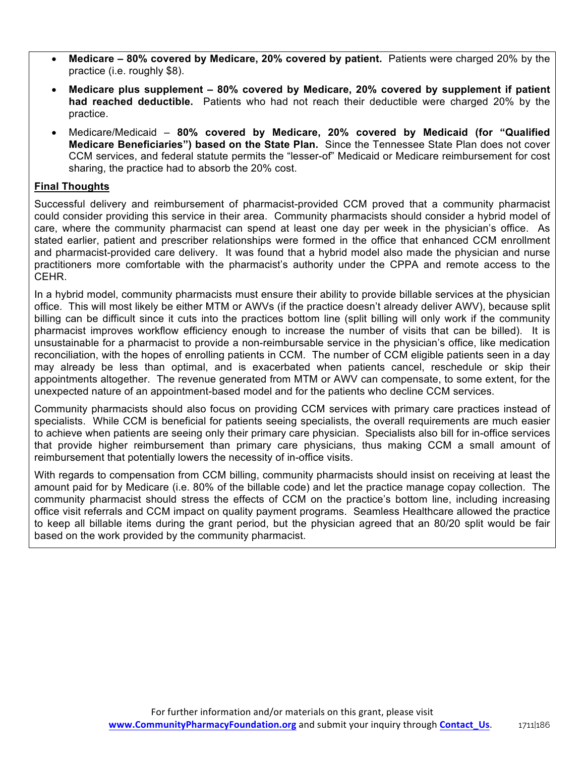- **Medicare – 80% covered by Medicare, 20% covered by patient.** Patients were charged 20% by the practice (i.e. roughly $8).
- **Medicare plus supplement – 80% covered by Medicare, 20% covered by supplement if patient had reached deductible.** Patients who had not reach their deductible were charged 20% by the practice.
- Medicare/Medicaid – **80% covered by Medicare, 20% covered by Medicaid (for "Qualified Medicare Beneficiaries") based on the State Plan.** Since the Tennessee State Plan does not cover CCM services, and federal statute permits the "lesser-of" Medicaid or Medicare reimbursement for cost sharing, the practice had to absorb the 20% cost.

**Final Thoughts**

Successful delivery and reimbursement of pharmacist-provided CCM proved that a community pharmacist could consider providing this service in their area. Community pharmacists should consider a hybrid model of care, where the community pharmacist can spend at least one day per week in the physician's office. As stated earlier, patient and prescriber relationships were formed in the office that enhanced CCM enrollment and pharmacist-provided care delivery. It was found that a hybrid model also made the physician and nurse practitioners more comfortable with the pharmacist's authority under the CPPA and remote access to the CEHR.

In a hybrid model, community pharmacists must ensure their ability to provide billable services at the physician office. This will most likely be either MTM or AWVs (if the practice doesn't already deliver AWV), because split billing can be difficult since it cuts into the practices bottom line (split billing will only work if the community pharmacist improves workflow efficiency enough to increase the number of visits that can be billed). It is unsustainable for a pharmacist to provide a non-reimbursable service in the physician's office, like medication reconciliation, with the hopes of enrolling patients in CCM. The number of CCM eligible patients seen in a day may already be less than optimal, and is exacerbated when patients cancel, reschedule or skip their appointments altogether. The revenue generated from MTM or AWV can compensate, to some extent, for the unexpected nature of an appointment-based model and for the patients who decline CCM services.

Community pharmacists should also focus on providing CCM services with primary care practices instead of specialists. While CCM is beneficial for patients seeing specialists, the overall requirements are much easier to achieve when patients are seeing only their primary care physician. Specialists also bill for in-office services that provide higher reimbursement than primary care physicians, thus making CCM a small amount of reimbursement that potentially lowers the necessity of in-office visits.

With regards to compensation from CCM billing, community pharmacists should insist on receiving at least the amount paid for by Medicare (i.e. 80% of the billable code) and let the practice manage copay collection. The community pharmacist should stress the effects of CCM on the practice's bottom line, including increasing office visit referrals and CCM impact on quality payment programs. Seamless Healthcare allowed the practice to keep all billable items during the grant period, but the physician agreed that an 80/20 split would be fair based on the work provided by the community pharmacist.

For further information and/or materials on this grant, please visit **www.CommunityPharmacyFoundation.org** and submit your inquiry through **Contact_Us**.